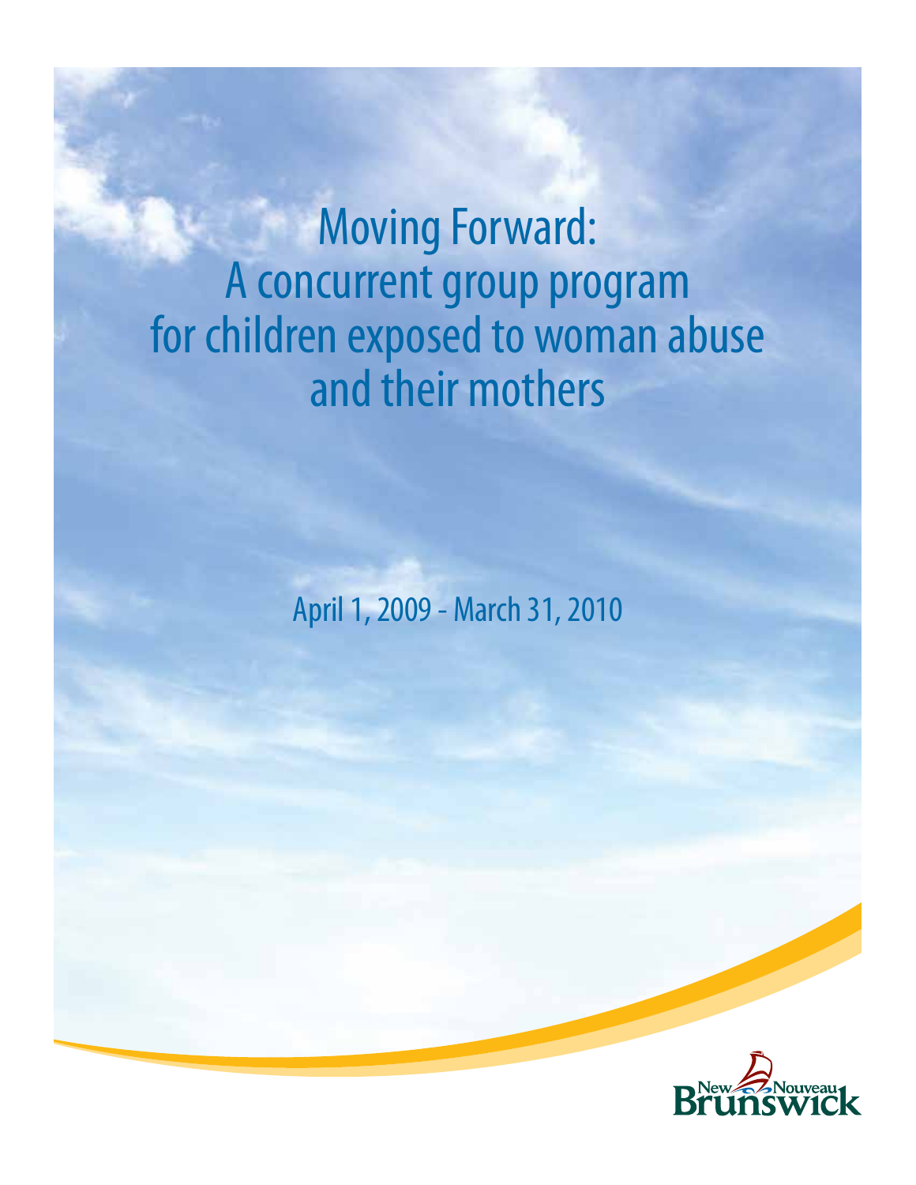# Moving Forward: A concurrent group program for children exposed to woman abuse and their mothers

April 1, 2009 - March 31, 2010

New Nouveau Brunswick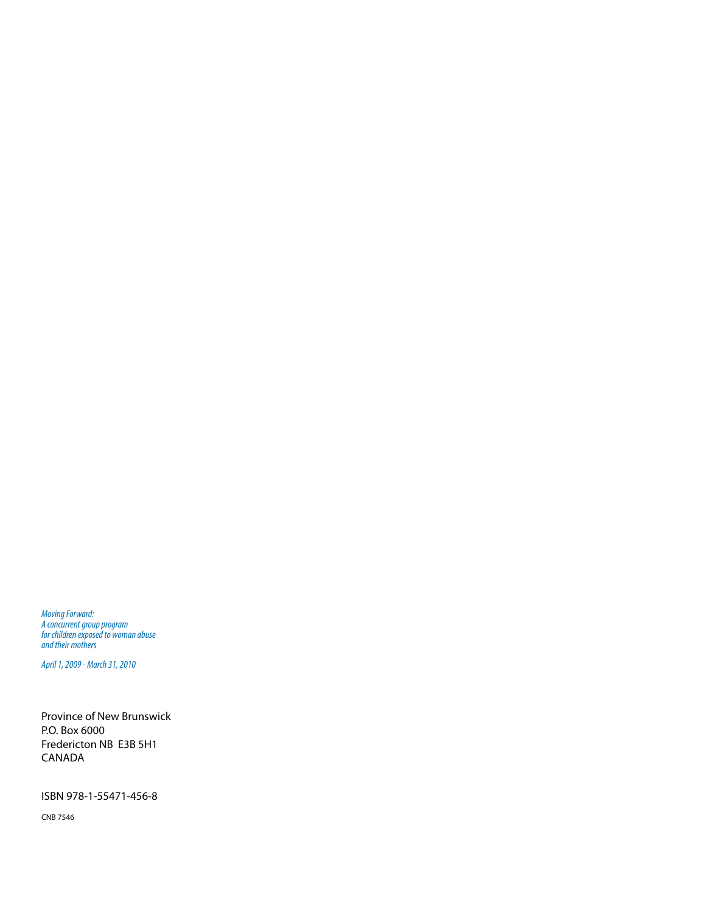*Moving Forward:*
*A concurrent group program*
*for children exposed to woman abuse*
*and their mothers*

*April 1, 2009 - March 31, 2010*

Province of New Brunswick
P.O. Box 6000
Fredericton NB E3B 5H1
CANADA

ISBN 978-1-55471-456-8

CNB 7546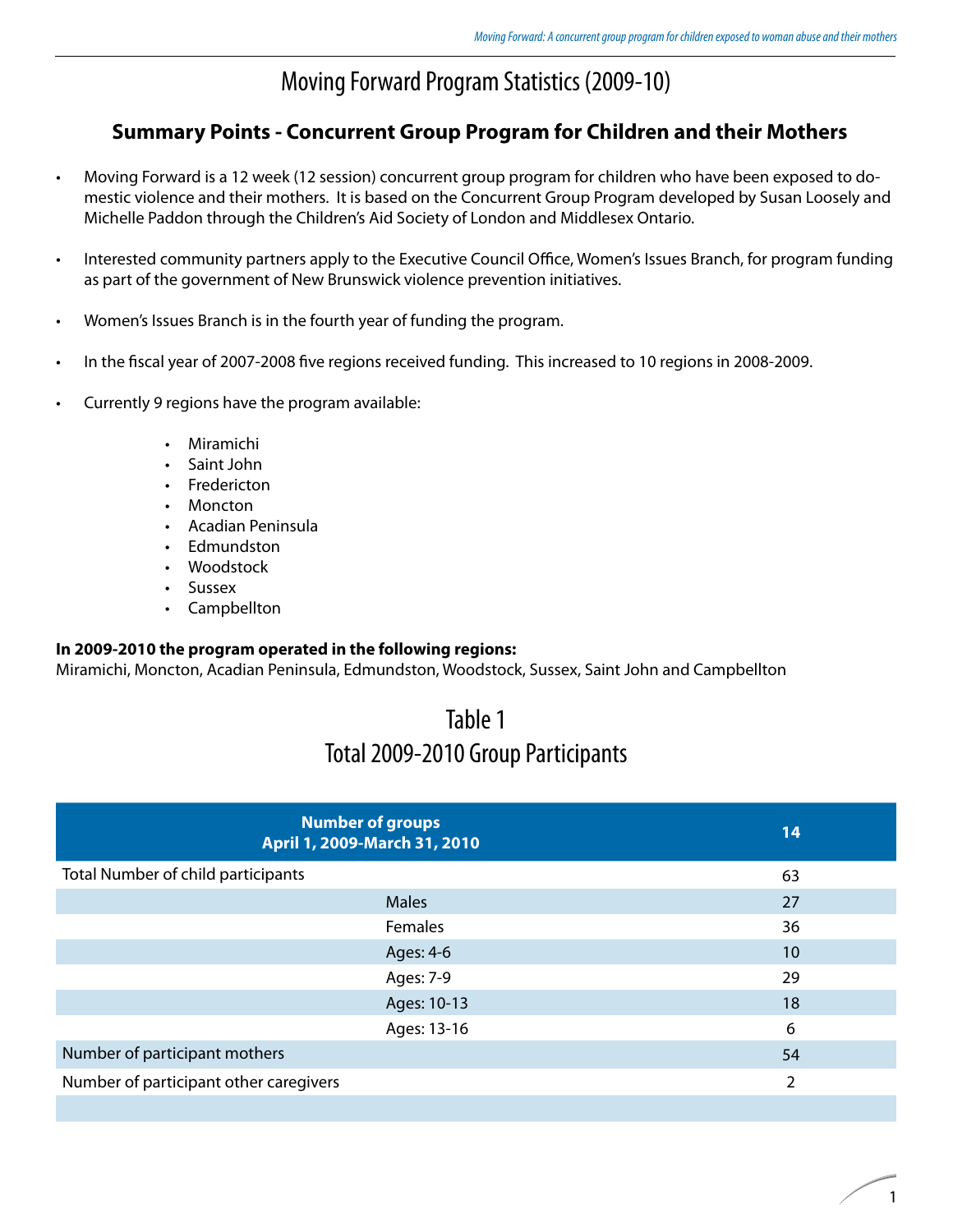# Moving Forward Program Statistics (2009-10)

## Summary Points - Concurrent Group Program for Children and their Mothers

- Moving Forward is a 12 week (12 session) concurrent group program for children who have been exposed to domestic violence and their mothers. It is based on the Concurrent Group Program developed by Susan Loosely and Michelle Paddon through the Children's Aid Society of London and Middlesex Ontario.
- Interested community partners apply to the Executive Council Office, Women's Issues Branch, for program funding as part of the government of New Brunswick violence prevention initiatives.
- Women's Issues Branch is in the fourth year of funding the program.
- In the fiscal year of 2007-2008 five regions received funding. This increased to 10 regions in 2008-2009.
- Currently 9 regions have the program available:
    - Miramichi
    - Saint John
    - Fredericton
    - Moncton
    - Acadian Peninsula
    - Edmundston
    - Woodstock
    - Sussex
    - Campbellton

**In 2009-2010 the program operated in the following regions:**
Miramichi, Moncton, Acadian Peninsula, Edmundston, Woodstock, Sussex, Saint John and Campbellton

## Table 1
## Total 2009-2010 Group Participants

| Number of groups April 1, 2009-March 31, 2010 | | 14 |
|---|---|---|
| Total Number of child participants | | 63 |
| | Males | 27 |
| | Females | 36 |
| | Ages: 4-6 | 10 |
| | Ages: 7-9 | 29 |
| | Ages: 10-13 | 18 |
| | Ages: 13-16 | 6 |
| Number of participant mothers | | 54 |
| Number of participant other caregivers | | 2 |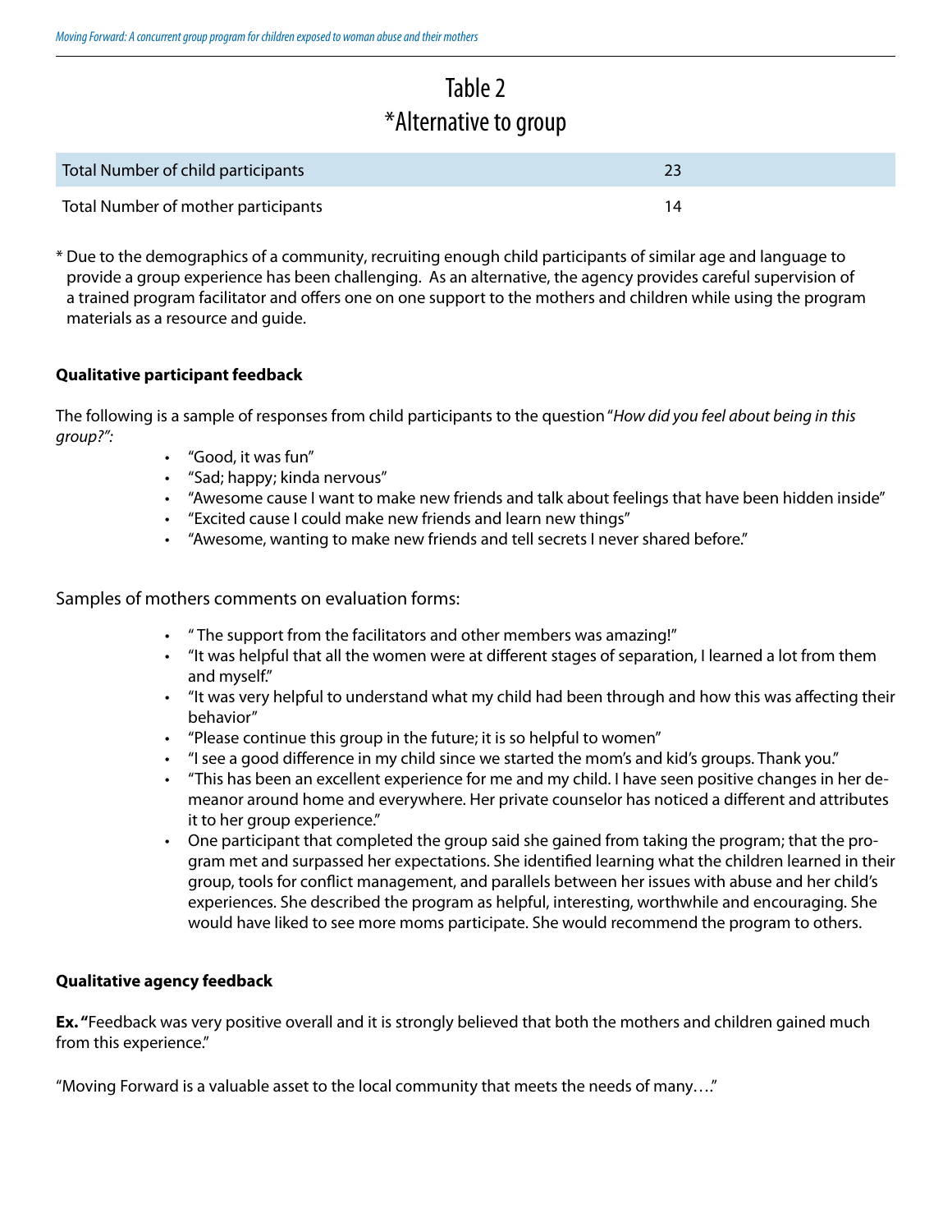## Table 2
## *Alternative to group

| | |
|---|---|
| Total Number of child participants | 23 |
| Total Number of mother participants | 14 |

* Due to the demographics of a community, recruiting enough child participants of similar age and language to provide a group experience has been challenging. As an alternative, the agency provides careful supervision of a trained program facilitator and offers one on one support to the mothers and children while using the program materials as a resource and guide.

**Qualitative participant feedback**

The following is a sample of responses from child participants to the question "*How did you feel about being in this group?":*

- "Good, it was fun"
- "Sad; happy; kinda nervous"
- "Awesome cause I want to make new friends and talk about feelings that have been hidden inside"
- "Excited cause I could make new friends and learn new things"
- "Awesome, wanting to make new friends and tell secrets I never shared before."

Samples of mothers comments on evaluation forms:

- " The support from the facilitators and other members was amazing!"
- "It was helpful that all the women were at different stages of separation, I learned a lot from them and myself."
- "It was very helpful to understand what my child had been through and how this was affecting their behavior"
- "Please continue this group in the future; it is so helpful to women"
- "I see a good difference in my child since we started the mom's and kid's groups. Thank you."
- "This has been an excellent experience for me and my child. I have seen positive changes in her demeanor around home and everywhere. Her private counselor has noticed a different and attributes it to her group experience."
- One participant that completed the group said she gained from taking the program; that the program met and surpassed her expectations. She identified learning what the children learned in their group, tools for conflict management, and parallels between her issues with abuse and her child's experiences. She described the program as helpful, interesting, worthwhile and encouraging. She would have liked to see more moms participate. She would recommend the program to others.

**Qualitative agency feedback**

**Ex. "**Feedback was very positive overall and it is strongly believed that both the mothers and children gained much from this experience."

"Moving Forward is a valuable asset to the local community that meets the needs of many…."